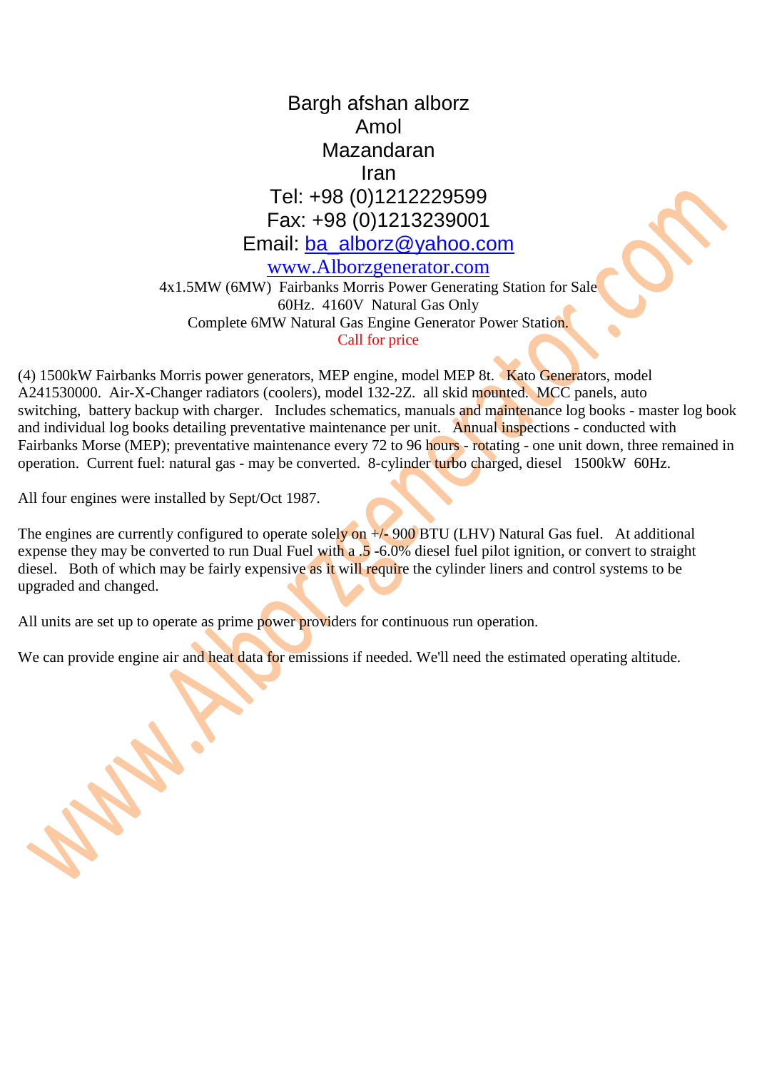Bargh afshan alborz
Amol
Mazandaran
Iran
Tel: +98 (0)1212229599
Fax: +98 (0)1213239001
Email: ba_alborz@yahoo.com
www.Alborzgenerator.com

4x1.5MW (6MW) Fairbanks Morris Power Generating Station for Sale
60Hz. 4160V Natural Gas Only
Complete 6MW Natural Gas Engine Generator Power Station.
Call for price

(4) 1500kW Fairbanks Morris power generators, MEP engine, model MEP 8t. Kato Generators, model A241530000. Air-X-Changer radiators (coolers), model 132-2Z. all skid mounted. MCC panels, auto switching, battery backup with charger. Includes schematics, manuals and maintenance log books - master log book and individual log books detailing preventative maintenance per unit. Annual inspections - conducted with Fairbanks Morse (MEP); preventative maintenance every 72 to 96 hours - rotating - one unit down, three remained in operation. Current fuel: natural gas - may be converted. 8-cylinder turbo charged, diesel 1500kW 60Hz.

All four engines were installed by Sept/Oct 1987.

The engines are currently configured to operate solely on +/- 900 BTU (LHV) Natural Gas fuel. At additional expense they may be converted to run Dual Fuel with a .5 -6.0% diesel fuel pilot ignition, or convert to straight diesel. Both of which may be fairly expensive as it will require the cylinder liners and control systems to be upgraded and changed.

All units are set up to operate as prime power providers for continuous run operation.

We can provide engine air and heat data for emissions if needed. We'll need the estimated operating altitude.